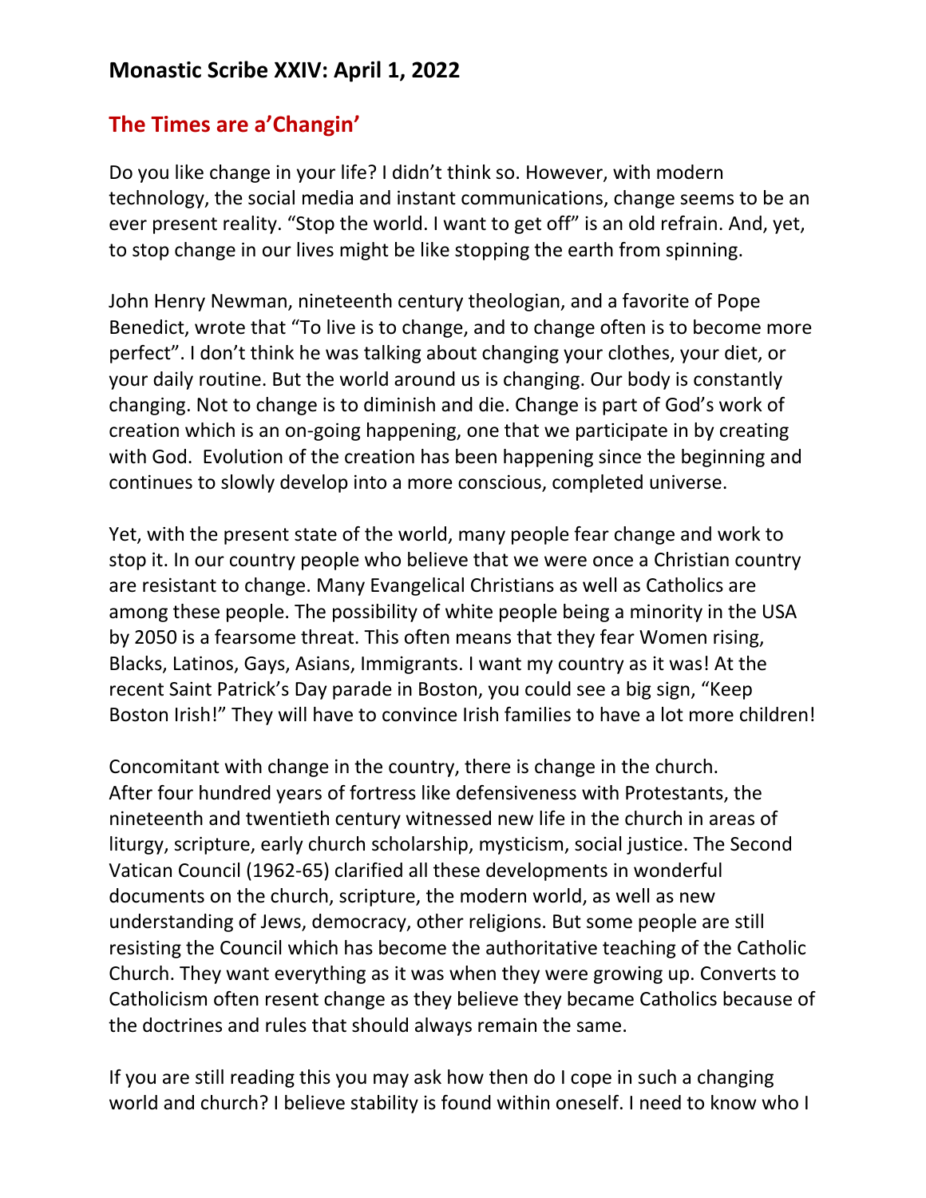## Monastic Scribe XXIV: April 1, 2022

### The Times are a'Changin'

Do you like change in your life? I didn't think so. However, with modern technology, the social media and instant communications, change seems to be an ever present reality. "Stop the world. I want to get off" is an old refrain. And, yet, to stop change in our lives might be like stopping the earth from spinning.

John Henry Newman, nineteenth century theologian, and a favorite of Pope Benedict, wrote that "To live is to change, and to change often is to become more perfect". I don't think he was talking about changing your clothes, your diet, or your daily routine. But the world around us is changing. Our body is constantly changing. Not to change is to diminish and die. Change is part of God's work of creation which is an on-going happening, one that we participate in by creating with God. Evolution of the creation has been happening since the beginning and continues to slowly develop into a more conscious, completed universe.

Yet, with the present state of the world, many people fear change and work to stop it. In our country people who believe that we were once a Christian country are resistant to change. Many Evangelical Christians as well as Catholics are among these people. The possibility of white people being a minority in the USA by 2050 is a fearsome threat. This often means that they fear Women rising, Blacks, Latinos, Gays, Asians, Immigrants. I want my country as it was! At the recent Saint Patrick's Day parade in Boston, you could see a big sign, "Keep Boston Irish!" They will have to convince Irish families to have a lot more children!

Concomitant with change in the country, there is change in the church. After four hundred years of fortress like defensiveness with Protestants, the nineteenth and twentieth century witnessed new life in the church in areas of liturgy, scripture, early church scholarship, mysticism, social justice. The Second Vatican Council (1962-65) clarified all these developments in wonderful documents on the church, scripture, the modern world, as well as new understanding of Jews, democracy, other religions. But some people are still resisting the Council which has become the authoritative teaching of the Catholic Church. They want everything as it was when they were growing up. Converts to Catholicism often resent change as they believe they became Catholics because of the doctrines and rules that should always remain the same.

If you are still reading this you may ask how then do I cope in such a changing world and church? I believe stability is found within oneself. I need to know who I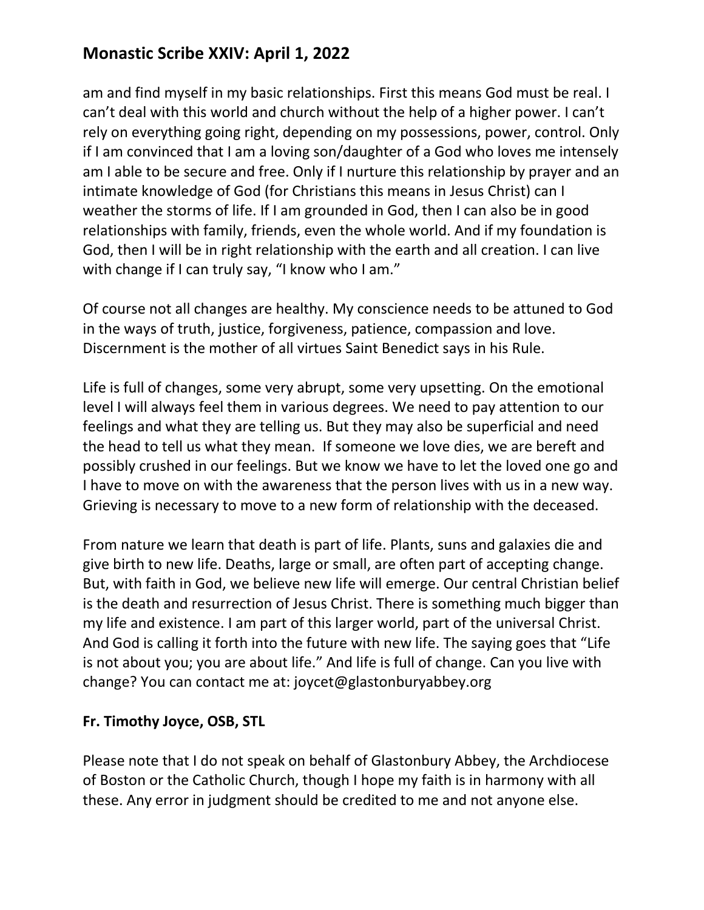am and find myself in my basic relationships. First this means God must be real. I can't deal with this world and church without the help of a higher power. I can't rely on everything going right, depending on my possessions, power, control. Only if I am convinced that I am a loving son/daughter of a God who loves me intensely am I able to be secure and free. Only if I nurture this relationship by prayer and an intimate knowledge of God (for Christians this means in Jesus Christ) can I weather the storms of life. If I am grounded in God, then I can also be in good relationships with family, friends, even the whole world. And if my foundation is God, then I will be in right relationship with the earth and all creation. I can live with change if I can truly say, "I know who I am."

Of course not all changes are healthy. My conscience needs to be attuned to God in the ways of truth, justice, forgiveness, patience, compassion and love. Discernment is the mother of all virtues Saint Benedict says in his Rule.

Life is full of changes, some very abrupt, some very upsetting. On the emotional level I will always feel them in various degrees. We need to pay attention to our feelings and what they are telling us. But they may also be superficial and need the head to tell us what they mean. If someone we love dies, we are bereft and possibly crushed in our feelings. But we know we have to let the loved one go and I have to move on with the awareness that the person lives with us in a new way. Grieving is necessary to move to a new form of relationship with the deceased.

From nature we learn that death is part of life. Plants, suns and galaxies die and give birth to new life. Deaths, large or small, are often part of accepting change. But, with faith in God, we believe new life will emerge. Our central Christian belief is the death and resurrection of Jesus Christ. There is something much bigger than my life and existence. I am part of this larger world, part of the universal Christ. And God is calling it forth into the future with new life. The saying goes that "Life is not about you; you are about life." And life is full of change. Can you live with change? You can contact me at: joycet@glastonburyabbey.org

**Fr. Timothy Joyce, OSB, STL**

Please note that I do not speak on behalf of Glastonbury Abbey, the Archdiocese of Boston or the Catholic Church, though I hope my faith is in harmony with all these. Any error in judgment should be credited to me and not anyone else.